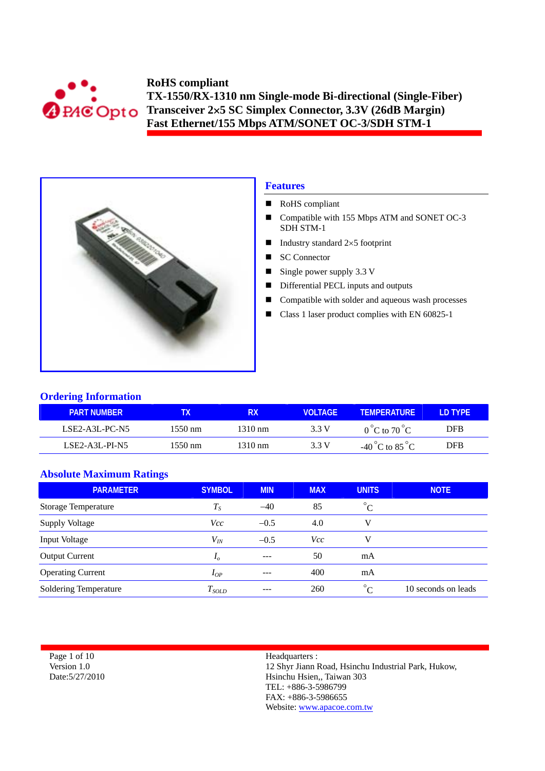# RoHS compliant
# TX-1550/RX-1310 nm Single-mode Bi-directional (Single-Fiber) Transceiver 2×5 SC Simplex Connector, 3.3V (26dB Margin) Fast Ethernet/155 Mbps ATM/SONET OC-3/SDH STM-1

## Features

- RoHS compliant
- Compatible with 155 Mbps ATM and SONET OC-3 SDH STM-1
- Industry standard 2×5 footprint
- SC Connector
- Single power supply 3.3 V
- Differential PECL inputs and outputs
- Compatible with solder and aqueous wash processes
- Class 1 laser product complies with EN 60825-1

## Ordering Information

| PART NUMBER | TX | RX | VOLTAGE | TEMPERATURE | LD TYPE |
|---|---|---|---|---|---|
| LSE2-A3L-PC-N5 | 1550 nm | 1310 nm | 3.3 V | 0 °C to 70 °C | DFB |
| LSE2-A3L-PI-N5 | 1550 nm | 1310 nm | 3.3 V | -40 °C to 85 °C | DFB |

## Absolute Maximum Ratings

| PARAMETER | SYMBOL | MIN | MAX | UNITS | NOTE |
|---|---|---|---|---|---|
| Storage Temperature | $T_S$ | –40 | 85 | °C | |
| Supply Voltage | $Vcc$ | –0.5 | 4.0 | V | |
| Input Voltage | $V_{IN}$ | –0.5 | $Vcc$ | V | |
| Output Current | $I_o$ | --- | 50 | mA | |
| Operating Current | $I_{OP}$ | --- | 400 | mA | |
| Soldering Temperature | $T_{SOLD}$ | --- | 260 | °C | 10 seconds on leads |

Version 1.0
Date:5/27/2010

Headquarters :
12 Shyr Jiann Road, Hsinchu Industrial Park, Hukow, Hsinchu Hsien,, Taiwan 303
TEL: +886-3-5986799
FAX: +886-3-5986655
Website: www.apacoe.com.tw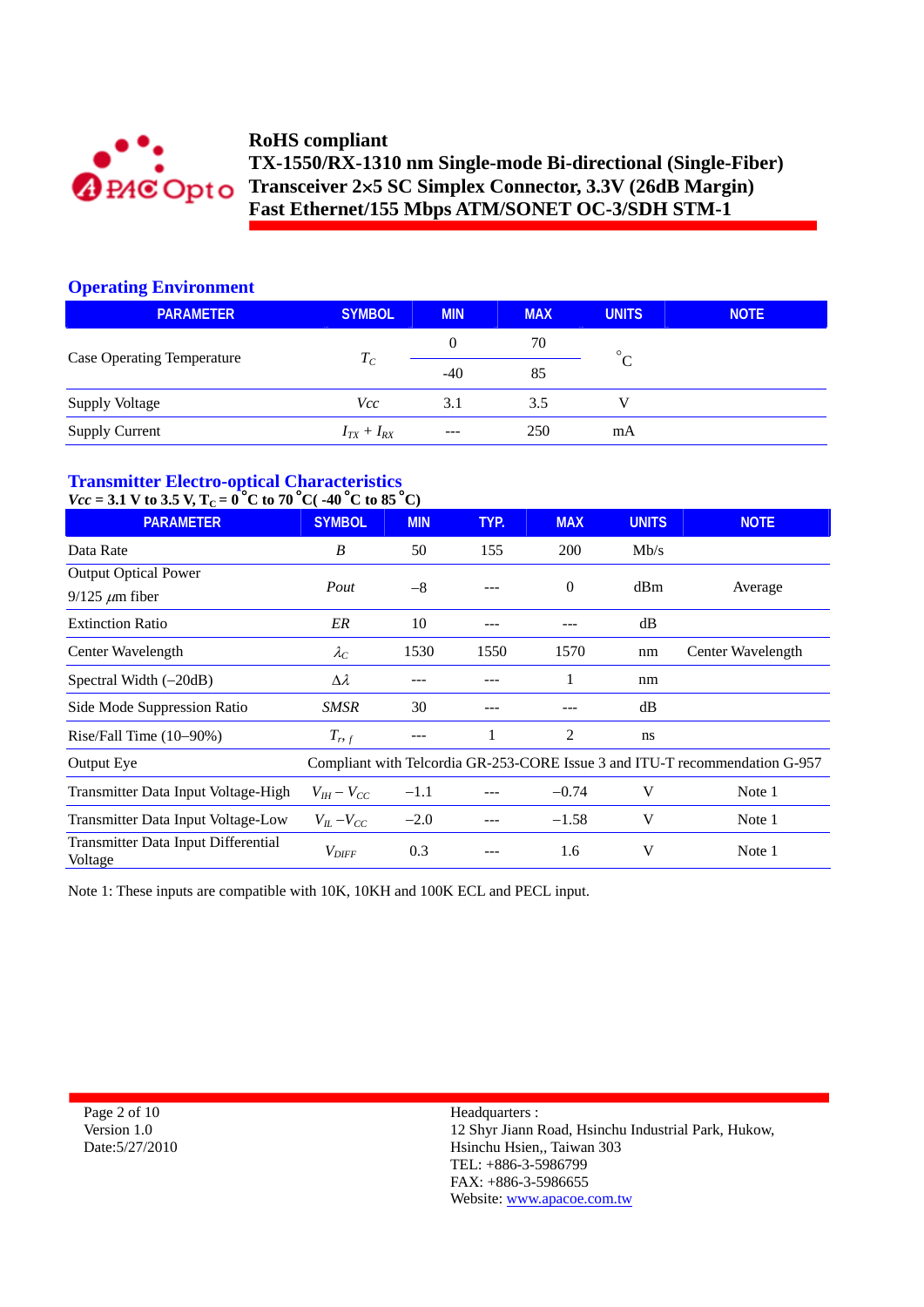**RoHS compliant**
**TX-1550/RX-1310 nm Single-mode Bi-directional (Single-Fiber) Transceiver 2×5 SC Simplex Connector, 3.3V (26dB Margin) Fast Ethernet/155 Mbps ATM/SONET OC-3/SDH STM-1**

## Operating Environment

| PARAMETER | SYMBOL | MIN | MAX | UNITS | NOTE |
|---|---|---|---|---|---|
| Case Operating Temperature | $T_C$ | 0 | 70 | °C | |
| | | -40 | 85 | | |
| Supply Voltage | $Vcc$ | 3.1 | 3.5 | V | |
| Supply Current | $I_{TX} + I_{RX}$ | --- | 250 | mA | |

## Transmitter Electro-optical Characteristics

**$Vcc$ = 3.1 V to 3.5 V, $T_C$ = 0 °C to 70 °C( -40 °C to 85 °C)**

| PARAMETER | SYMBOL | MIN | TYP. | MAX | UNITS | NOTE |
|---|---|---|---|---|---|---|
| Data Rate | $B$ | 50 | 155 | 200 | Mb/s | |
| Output Optical Power 9/125 $\mu$m fiber | $Pout$ | −8 | --- | 0 | dBm | Average |
| Extinction Ratio | $ER$ | 10 | --- | --- | dB | |
| Center Wavelength | $\lambda_C$ | 1530 | 1550 | 1570 | nm | Center Wavelength |
| Spectral Width (−20dB) | $\Delta\lambda$ | --- | --- | 1 | nm | |
| Side Mode Suppression Ratio | $SMSR$ | 30 | --- | --- | dB | |
| Rise/Fall Time (10–90%) | $T_{r,f}$ | --- | 1 | 2 | ns | |
| Output Eye | Compliant with Telcordia GR-253-CORE Issue 3 and ITU-T recommendation G-957 | | | | | |
| Transmitter Data Input Voltage-High | $V_{IH} - V_{CC}$ | −1.1 | --- | −0.74 | V | Note 1 |
| Transmitter Data Input Voltage-Low | $V_{IL} - V_{CC}$ | −2.0 | --- | −1.58 | V | Note 1 |
| Transmitter Data Input Differential Voltage | $V_{DIFF}$ | 0.3 | --- | 1.6 | V | Note 1 |

Note 1: These inputs are compatible with 10K, 10KH and 100K ECL and PECL input.

Version 1.0
Date:5/27/2010

Headquarters :
12 Shyr Jiann Road, Hsinchu Industrial Park, Hukow, Hsinchu Hsien,, Taiwan 303
TEL: +886-3-5986799
FAX: +886-3-5986655
Website: www.apacoe.com.tw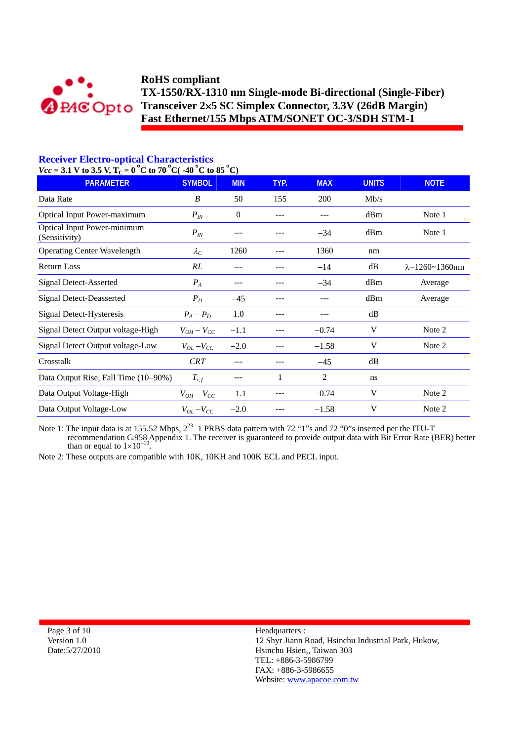## Receiver Electro-optical Characteristics

**$Vcc$ = 3.1 V to 3.5 V, $T_C$ = 0 °C to 70 °C( -40 °C to 85 °C)**

| PARAMETER | SYMBOL | MIN | TYP. | MAX | UNITS | NOTE |
|---|---|---|---|---|---|---|
| Data Rate | $B$ | 50 | 155 | 200 | Mb/s | |
| Optical Input Power-maximum | $P_{IN}$ | 0 | --- | --- | dBm | Note 1 |
| Optical Input Power-minimum (Sensitivity) | $P_{IN}$ | --- | --- | –34 | dBm | Note 1 |
| Operating Center Wavelength | $\lambda_C$ | 1260 | --- | 1360 | nm | |
| Return Loss | $RL$ | --- | --- | –14 | dB | λ=1260~1360nm |
| Signal Detect-Asserted | $P_A$ | --- | --- | –34 | dBm | Average |
| Signal Detect-Deasserted | $P_D$ | –45 | --- | --- | dBm | Average |
| Signal Detect-Hysteresis | $P_A - P_D$ | 1.0 | --- | --- | dB | |
| Signal Detect Output voltage-High | $V_{OH} - V_{CC}$ | –1.1 | --- | –0.74 | V | Note 2 |
| Signal Detect Output voltage-Low | $V_{OL} - V_{CC}$ | –2.0 | --- | –1.58 | V | Note 2 |
| Crosstalk | $CRT$ | --- | --- | –45 | dB | |
| Data Output Rise, Fall Time (10–90%) | $T_{r,f}$ | --- | 1 | 2 | ns | |
| Data Output Voltage-High | $V_{OH} - V_{CC}$ | –1.1 | --- | –0.74 | V | Note 2 |
| Data Output Voltage-Low | $V_{OL} - V_{CC}$ | –2.0 | --- | –1.58 | V | Note 2 |

Note 1: The input data is at 155.52 Mbps, $2^{23}$–1 PRBS data pattern with 72 "1"s and 72 "0"s inserted per the ITU-T recommendation G.958 Appendix 1. The receiver is guaranteed to provide output data with Bit Error Rate (BER) better than or equal to $1\times10^{-10}$.

Note 2: These outputs are compatible with 10K, 10KH and 100K ECL and PECL input.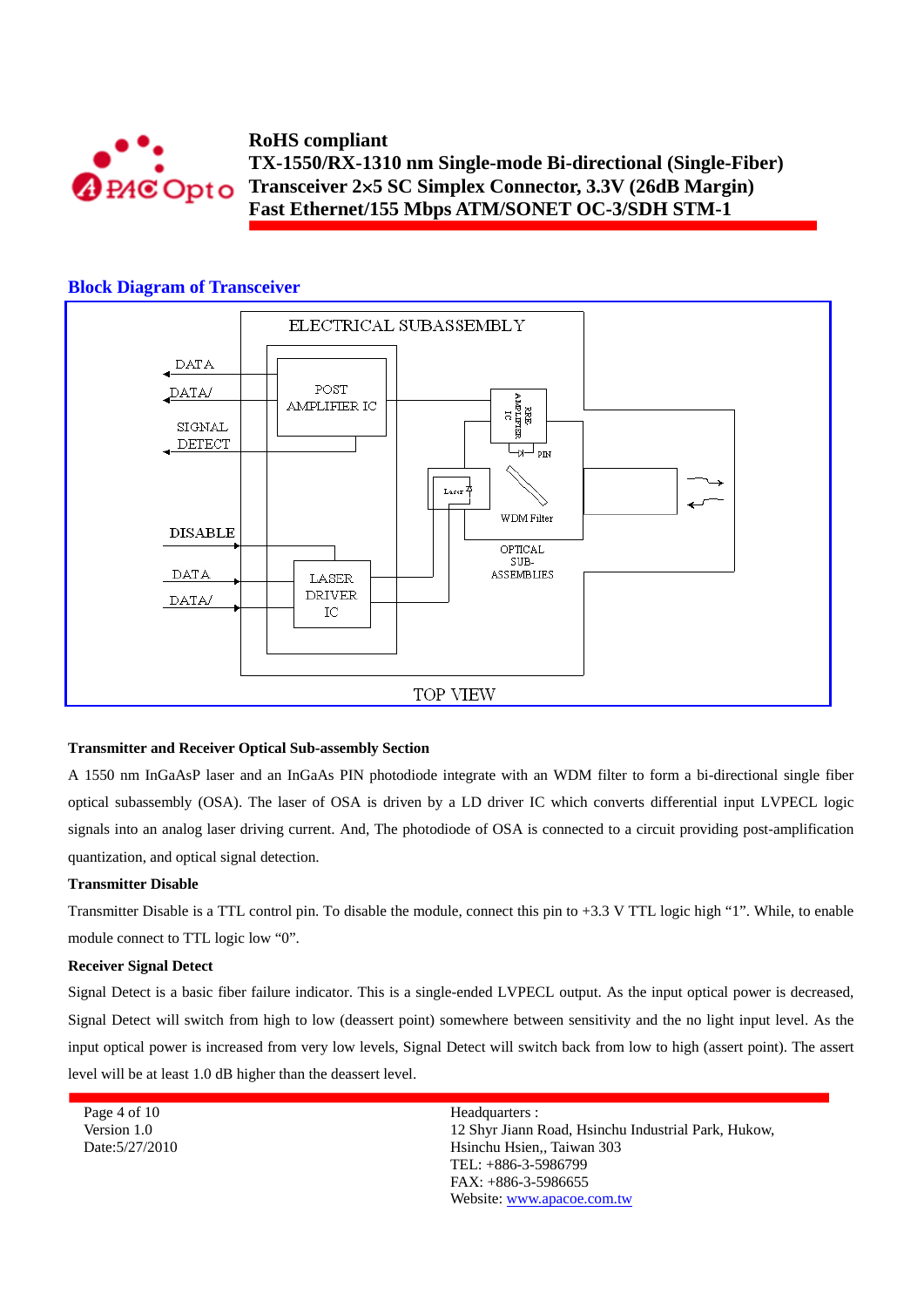## Block Diagram of Transceiver

**Transmitter and Receiver Optical Sub-assembly Section**

A 1550 nm InGaAsP laser and an InGaAs PIN photodiode integrate with an WDM filter to form a bi-directional single fiber optical subassembly (OSA). The laser of OSA is driven by a LD driver IC which converts differential input LVPECL logic signals into an analog laser driving current. And, The photodiode of OSA is connected to a circuit providing post-amplification quantization, and optical signal detection.

**Transmitter Disable**

Transmitter Disable is a TTL control pin. To disable the module, connect this pin to +3.3 V TTL logic high "1". While, to enable module connect to TTL logic low "0".

**Receiver Signal Detect**

Signal Detect is a basic fiber failure indicator. This is a single-ended LVPECL output. As the input optical power is decreased, Signal Detect will switch from high to low (deassert point) somewhere between sensitivity and the no light input level. As the input optical power is increased from very low levels, Signal Detect will switch back from low to high (assert point). The assert level will be at least 1.0 dB higher than the deassert level.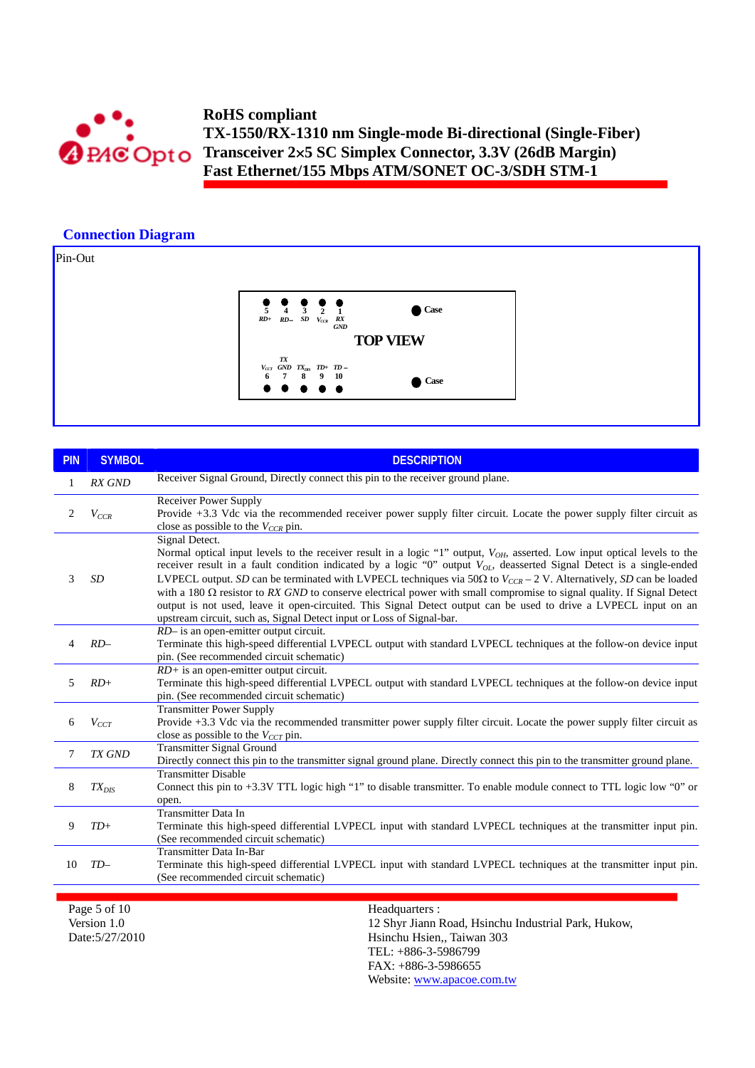# RoHS compliant
# TX-1550/RX-1310 nm Single-mode Bi-directional (Single-Fiber) Transceiver 2×5 SC Simplex Connector, 3.3V (26dB Margin) Fast Ethernet/155 Mbps ATM/SONET OC-3/SDH STM-1

## Connection Diagram

Pin-Out

TOP VIEW

| 5 | 4 | 3 | 2 | 1 | |
|---|---|---|---|---|---|
| RD+ | RD– | SD | $V_{CCR}$ | RX GND | Case |
| $V_{CCT}$ | TX GND | $TX_{DIS}$ | TD+ | TD – | Case |
| 6 | 7 | 8 | 9 | 10 | |

| PIN | SYMBOL | DESCRIPTION |
|---|---|---|
| 1 | *RX GND* | Receiver Signal Ground, Directly connect this pin to the receiver ground plane. |
| 2 | $V_{CCR}$ | Receiver Power Supply<br>Provide +3.3 Vdc via the recommended receiver power supply filter circuit. Locate the power supply filter circuit as close as possible to the $V_{CCR}$ pin. |
| 3 | *SD* | Signal Detect.<br>Normal optical input levels to the receiver result in a logic "1" output, $V_{OH}$, asserted. Low input optical levels to the receiver result in a fault condition indicated by a logic "0" output $V_{OL}$, deasserted Signal Detect is a single-ended LVPECL output. *SD* can be terminated with LVPECL techniques via 50Ω to $V_{CCR}$ – 2 V. Alternatively, *SD* can be loaded with a 180 Ω resistor to *RX GND* to conserve electrical power with small compromise to signal quality. If Signal Detect output is not used, leave it open-circuited. This Signal Detect output can be used to drive a LVPECL input on an upstream circuit, such as, Signal Detect input or Loss of Signal-bar. |
| 4 | *RD–* | *RD–* is an open-emitter output circuit.<br>Terminate this high-speed differential LVPECL output with standard LVPECL techniques at the follow-on device input pin. (See recommended circuit schematic) |
| 5 | *RD+* | *RD+* is an open-emitter output circuit.<br>Terminate this high-speed differential LVPECL output with standard LVPECL techniques at the follow-on device input pin. (See recommended circuit schematic) |
| 6 | $V_{CCT}$ | Transmitter Power Supply<br>Provide +3.3 Vdc via the recommended transmitter power supply filter circuit. Locate the power supply filter circuit as close as possible to the $V_{CCT}$ pin. |
| 7 | *TX GND* | Transmitter Signal Ground<br>Directly connect this pin to the transmitter signal ground plane. Directly connect this pin to the transmitter ground plane. |
| 8 | $TX_{DIS}$ | Transmitter Disable<br>Connect this pin to +3.3V TTL logic high "1" to disable transmitter. To enable module connect to TTL logic low "0" or open. |
| 9 | *TD+* | Transmitter Data In<br>Terminate this high-speed differential LVPECL input with standard LVPECL techniques at the transmitter input pin. (See recommended circuit schematic) |
| 10 | *TD–* | Transmitter Data In-Bar<br>Terminate this high-speed differential LVPECL input with standard LVPECL techniques at the transmitter input pin. (See recommended circuit schematic) |

Version 1.0
Date:5/27/2010

Headquarters :
12 Shyr Jiann Road, Hsinchu Industrial Park, Hukow,
Hsinchu Hsien,, Taiwan 303
TEL: +886-3-5986799
FAX: +886-3-5986655
Website: www.apacoe.com.tw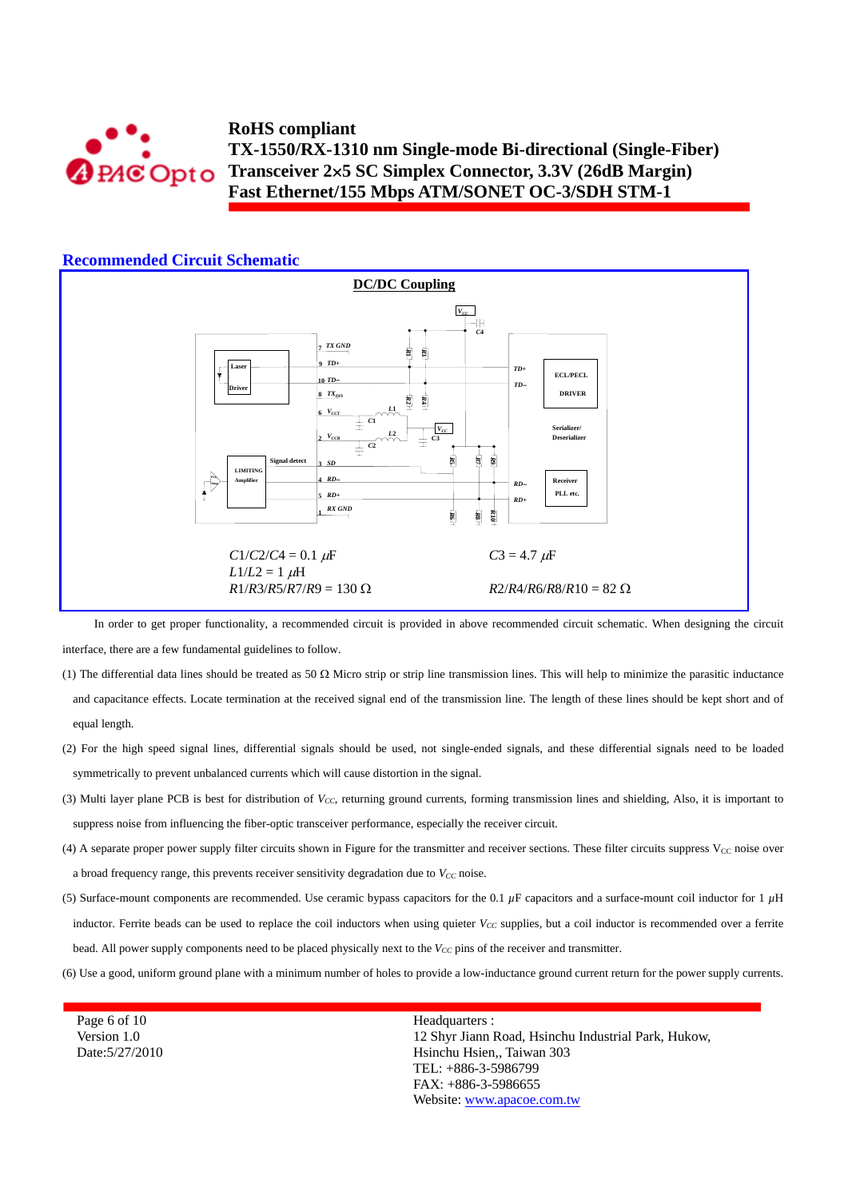## Recommended Circuit Schematic

**DC/DC Coupling**

$C1/C2/C4 = 0.1\ \mu F$  $C3 = 4.7\ \mu F$

$L1/L2 = 1\ \mu H$

$R1/R3/R5/R7/R9 = 130\ \Omega$  $R2/R4/R6/R8/R10 = 82\ \Omega$

In order to get proper functionality, a recommended circuit is provided in above recommended circuit schematic. When designing the circuit interface, there are a few fundamental guidelines to follow.

(1) The differential data lines should be treated as 50 Ω Micro strip or strip line transmission lines. This will help to minimize the parasitic inductance and capacitance effects. Locate termination at the received signal end of the transmission line. The length of these lines should be kept short and of equal length.

(2) For the high speed signal lines, differential signals should be used, not single-ended signals, and these differential signals need to be loaded symmetrically to prevent unbalanced currents which will cause distortion in the signal.

(3) Multi layer plane PCB is best for distribution of $V_{CC}$, returning ground currents, forming transmission lines and shielding, Also, it is important to suppress noise from influencing the fiber-optic transceiver performance, especially the receiver circuit.

(4) A separate proper power supply filter circuits shown in Figure for the transmitter and receiver sections. These filter circuits suppress $V_{CC}$ noise over a broad frequency range, this prevents receiver sensitivity degradation due to $V_{CC}$ noise.

(5) Surface-mount components are recommended. Use ceramic bypass capacitors for the 0.1 $\mu$F capacitors and a surface-mount coil inductor for 1 $\mu$H inductor. Ferrite beads can be used to replace the coil inductors when using quieter $V_{CC}$ supplies, but a coil inductor is recommended over a ferrite bead. All power supply components need to be placed physically next to the $V_{CC}$ pins of the receiver and transmitter.

(6) Use a good, uniform ground plane with a minimum number of holes to provide a low-inductance ground current return for the power supply currents.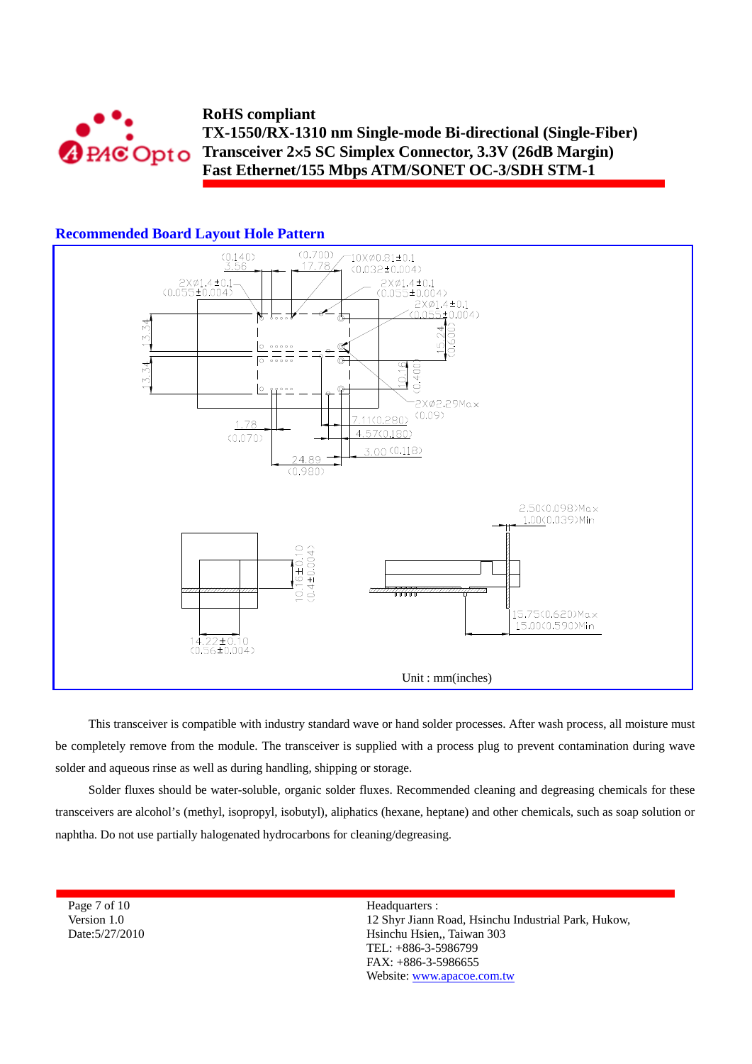## Recommended Board Layout Hole Pattern

Unit : mm(inches)

This transceiver is compatible with industry standard wave or hand solder processes. After wash process, all moisture must be completely remove from the module. The transceiver is supplied with a process plug to prevent contamination during wave solder and aqueous rinse as well as during handling, shipping or storage.

Solder fluxes should be water-soluble, organic solder fluxes. Recommended cleaning and degreasing chemicals for these transceivers are alcohol's (methyl, isopropyl, isobutyl), aliphatics (hexane, heptane) and other chemicals, such as soap solution or naphtha. Do not use partially halogenated hydrocarbons for cleaning/degreasing.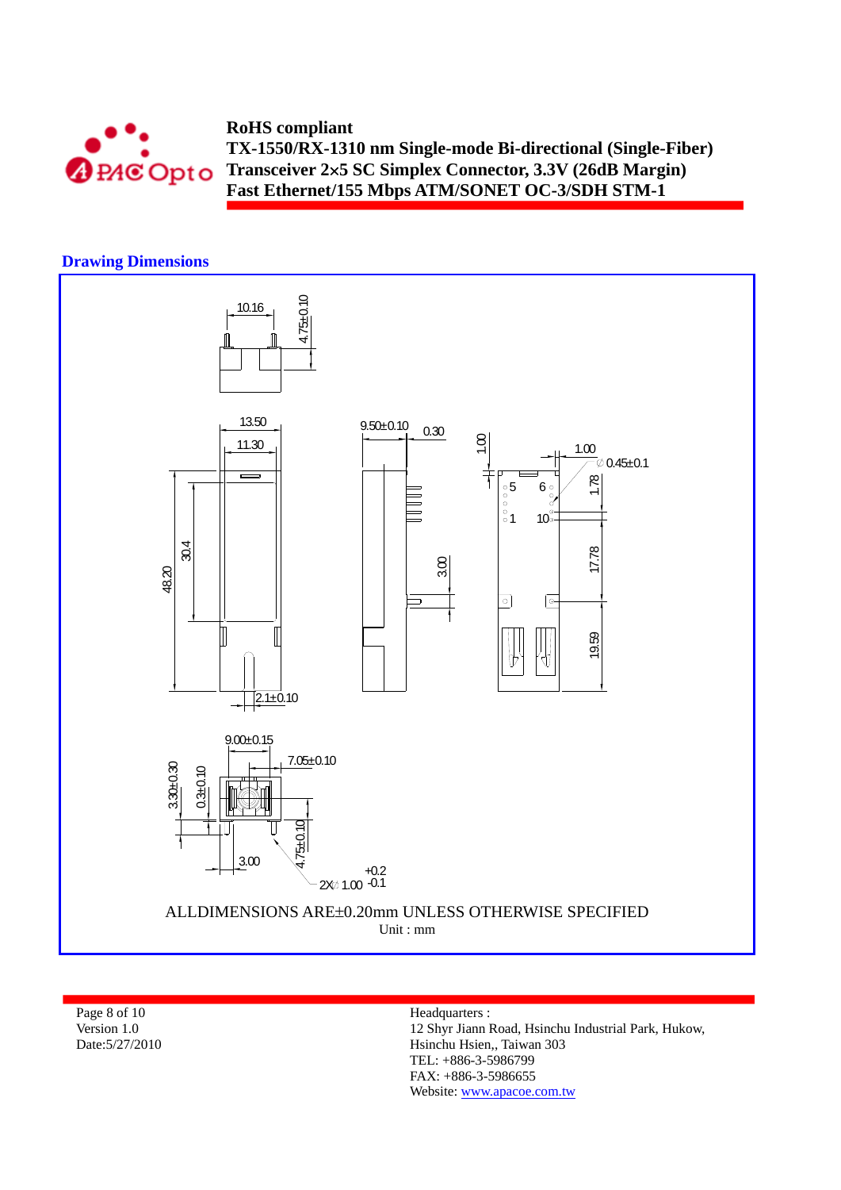## Drawing Dimensions

10.16

4.75±0.10

13.50

11.30

48.20

30.4

2.1±0.10

9.50±0.10

0.30

3.00

1.00

1.00

0.45±0.1

1.78

17.78

19.59

5 6

1 10

9.00±0.15

7.05±0.10

3.30±0.30

0.3±0.10

4.75±0.10

3.00

2X⌀ 1.00 +0.2 -0.1

ALLDIMENSIONS ARE±0.20mm UNLESS OTHERWISE SPECIFIED

Unit : mm

Page 8 of 10
Version 1.0
Date:5/27/2010

Headquarters :
12 Shyr Jiann Road, Hsinchu Industrial Park, Hukow, Hsinchu Hsien,, Taiwan 303
TEL: +886-3-5986799
FAX: +886-3-5986655
Website: www.apacoe.com.tw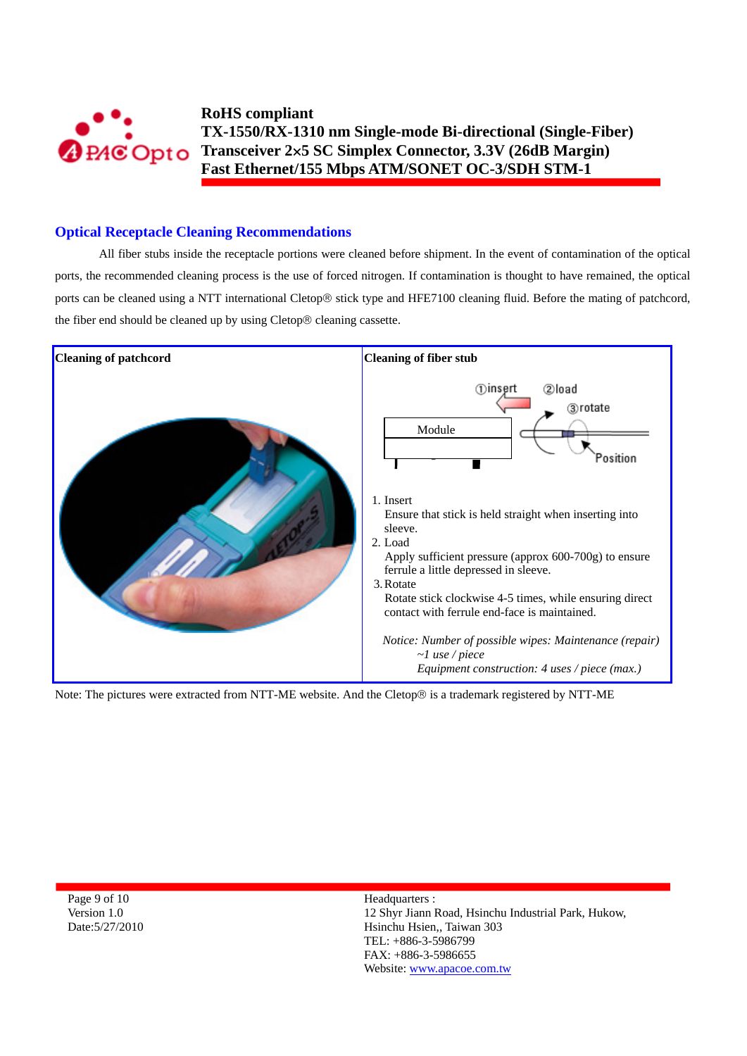## Optical Receptacle Cleaning Recommendations

All fiber stubs inside the receptacle portions were cleaned before shipment. In the event of contamination of the optical ports, the recommended cleaning process is the use of forced nitrogen. If contamination is thought to have remained, the optical ports can be cleaned using a NTT international Cletop® stick type and HFE7100 cleaning fluid. Before the mating of patchcord, the fiber end should be cleaned up by using Cletop® cleaning cassette.

| Cleaning of patchcord | Cleaning of fiber stub |
|---|---|
| | ①insert ②load ③rotate Module Position<br><br>1. Insert<br>Ensure that stick is held straight when inserting into sleeve.<br>2. Load<br>Apply sufficient pressure (approx 600-700g) to ensure ferrule a little depressed in sleeve.<br>3. Rotate<br>Rotate stick clockwise 4-5 times, while ensuring direct contact with ferrule end-face is maintained.<br><br>*Notice: Number of possible wipes: Maintenance (repair) ~1 use / piece*<br>*Equipment construction: 4 uses / piece (max.)* |

Note: The pictures were extracted from NTT-ME website. And the Cletop® is a trademark registered by NTT-ME

Headquarters :
12 Shyr Jiann Road, Hsinchu Industrial Park, Hukow, Hsinchu Hsien,, Taiwan 303
TEL: +886-3-5986799
FAX: +886-3-5986655
Website: www.apacoe.com.tw

Version 1.0
Date:5/27/2010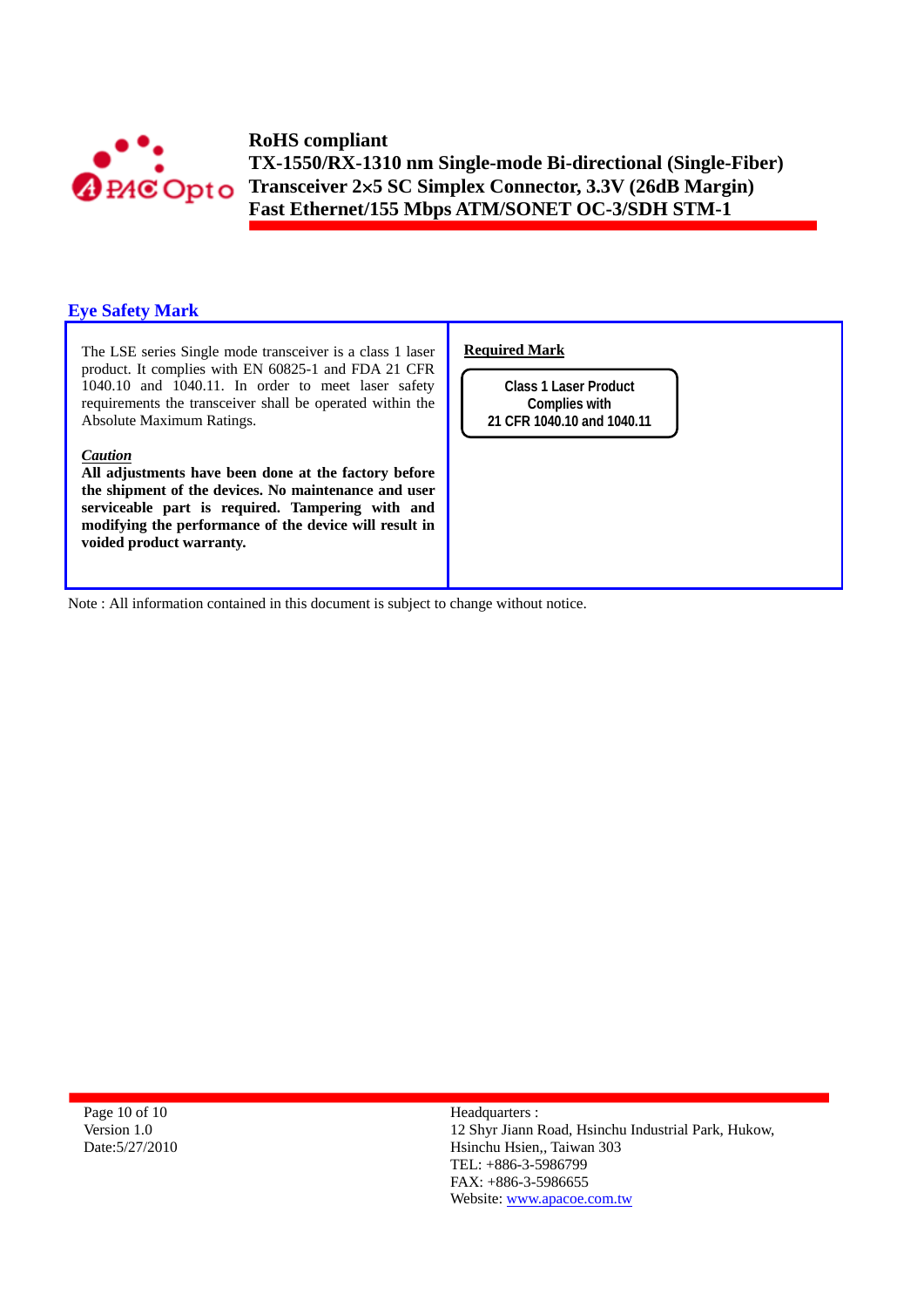## Eye Safety Mark

| | |
|---|---|
| The LSE series Single mode transceiver is a class 1 laser product. It complies with EN 60825-1 and FDA 21 CFR 1040.10 and 1040.11. In order to meet laser safety requirements the transceiver shall be operated within the Absolute Maximum Ratings.<br><br>***Caution***<br>**All adjustments have been done at the factory before the shipment of the devices. No maintenance and user serviceable part is required. Tampering with and modifying the performance of the device will result in voided product warranty.** | **Required Mark**<br><br>**Class 1 Laser Product<br>Complies with<br>21 CFR 1040.10 and 1040.11** |

Note : All information contained in this document is subject to change without notice.

Version 1.0
Date:5/27/2010

Headquarters :
12 Shyr Jiann Road, Hsinchu Industrial Park, Hukow,
Hsinchu Hsien,, Taiwan 303
TEL: +886-3-5986799
FAX: +886-3-5986655
Website: www.apacoe.com.tw